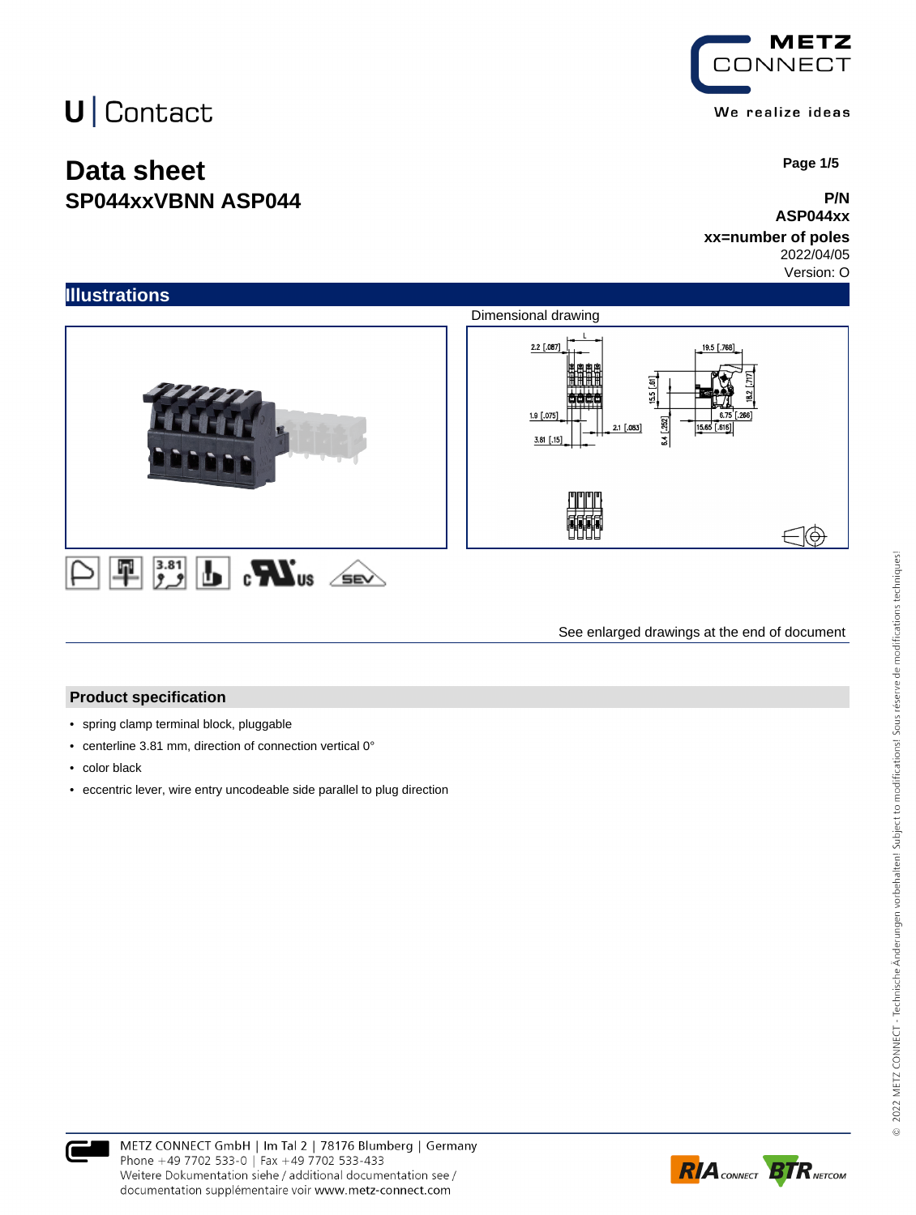U | Contact

# Data sheet

## SP044xxVBNN ASP044

**P/N**
**ASP044xx**
**xx=number of poles**
2022/04/05
Version: O

## Illustrations

Dimensional drawing

See enlarged drawings at the end of document

### Product specification

- spring clamp terminal block, pluggable
- centerline 3.81 mm, direction of connection vertical 0°
- color black
- eccentric lever, wire entry uncodeable side parallel to plug direction

METZ CONNECT GmbH | Im Tal 2 | 78176 Blumberg | Germany
Phone +49 7702 533-0 | Fax +49 7702 533-433
Weitere Dokumentation siehe / additional documentation see /
documentation supplémentaire voir www.metz-connect.com

© 2022 METZ CONNECT - Technische Änderungen vorbehalten! Subject to modifications! Sous réserve de modifications techniques!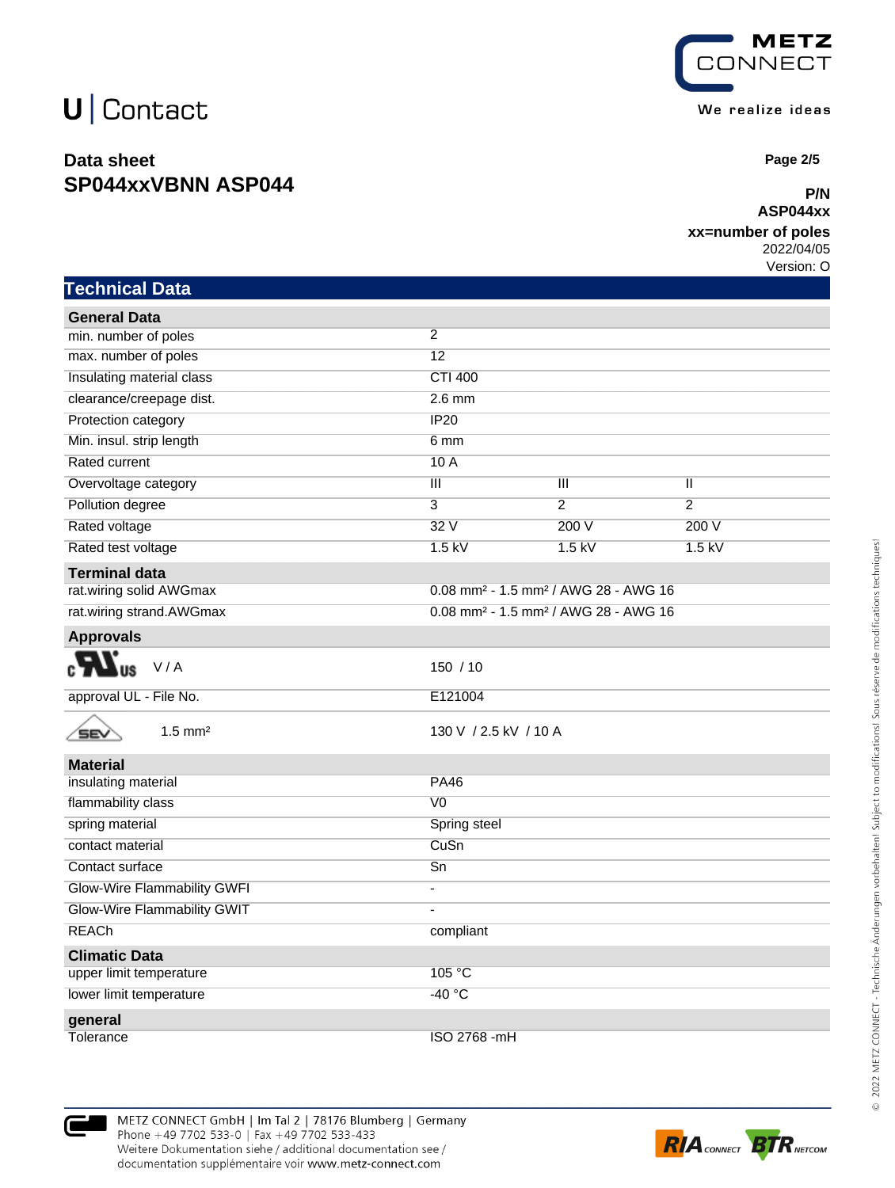U | Contact

**Data sheet**
**SP044xxVBNN ASP044**

**P/N**
**ASP044xx**
**xx=number of poles**
2022/04/05
Version: O

## Technical Data

| **General Data** | | | |
|---|---|---|---|
| min. number of poles | 2 | | |
| max. number of poles | 12 | | |
| Insulating material class | CTI 400 | | |
| clearance/creepage dist. | 2.6 mm | | |
| Protection category | IP20 | | |
| Min. insul. strip length | 6 mm | | |
| Rated current | 10 A | | |
| Overvoltage category | III | III | II |
| Pollution degree | 3 | 2 | 2 |
| Rated voltage | 32 V | 200 V | 200 V |
| Rated test voltage | 1.5 kV | 1.5 kV | 1.5 kV |
| **Terminal data** | | | |
| rat.wiring solid AWGmax | 0.08 mm² - 1.5 mm² / AWG 28 - AWG 16 | | |
| rat.wiring strand.AWGmax | 0.08 mm² - 1.5 mm² / AWG 28 - AWG 16 | | |
| **Approvals** | | | |
| cULus V / A | 150 / 10 | | |
| approval UL - File No. | E121004 | | |
| SEV 1.5 mm² | 130 V / 2.5 kV / 10 A | | |
| **Material** | | | |
| insulating material | PA46 | | |
| flammability class | V0 | | |
| spring material | Spring steel | | |
| contact material | CuSn | | |
| Contact surface | Sn | | |
| Glow-Wire Flammability GWFI | - | | |
| Glow-Wire Flammability GWIT | - | | |
| REACh | compliant | | |
| **Climatic Data** | | | |
| upper limit temperature | 105 °C | | |
| lower limit temperature | -40 °C | | |
| **general** | | | |
| Tolerance | ISO 2768 -mH | | |

METZ CONNECT GmbH | Im Tal 2 | 78176 Blumberg | Germany
Phone +49 7702 533-0 | Fax +49 7702 533-433
Weitere Dokumentation siehe / additional documentation see /
documentation supplémentaire voir www.metz-connect.com

© 2022 METZ CONNECT - Technische Änderungen vorbehalten! Subject to modifications! Sous réserve de modifications techniques!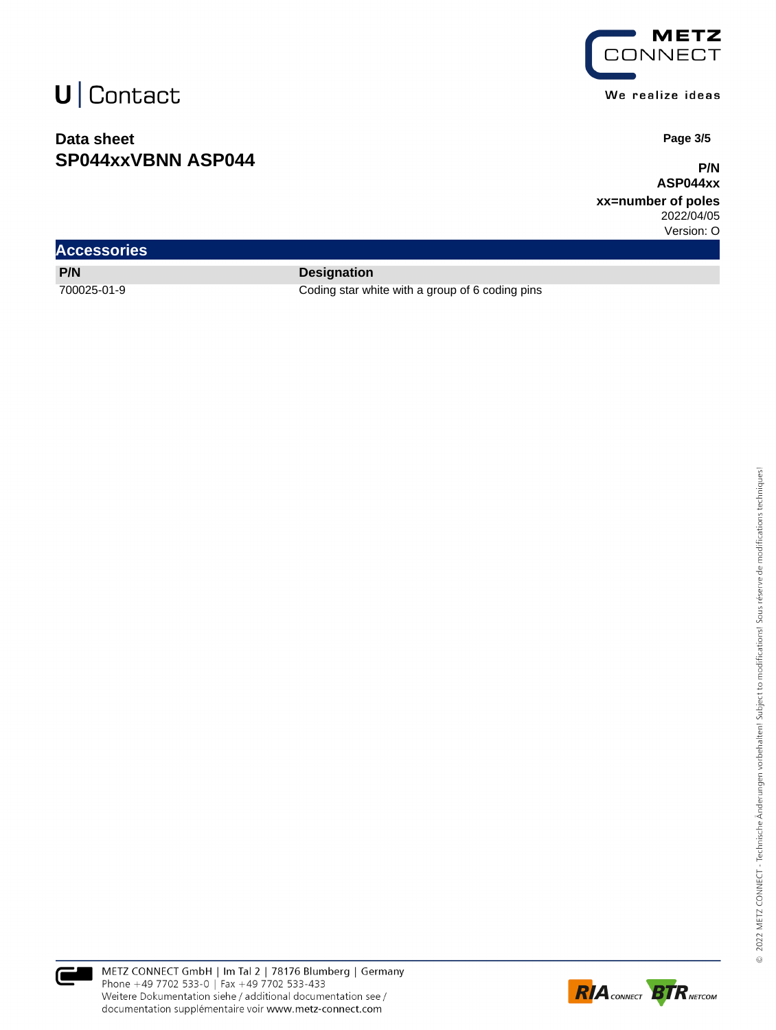## Accessories

| P/N | Designation |
| --- | --- |
| 700025-01-9 | Coding star white with a group of 6 coding pins |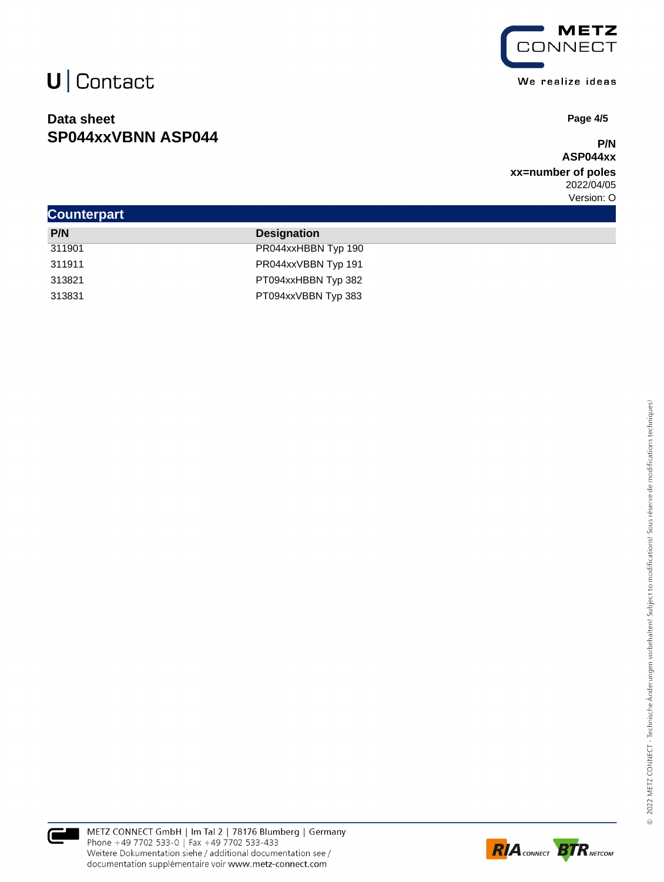## Counterpart

| P/N | Designation |
|---|---|
| 311901 | PR044xxHBBN Typ 190 |
| 311911 | PR044xxVBBN Typ 191 |
| 313821 | PT094xxHBBN Typ 382 |
| 313831 | PT094xxVBBN Typ 383 |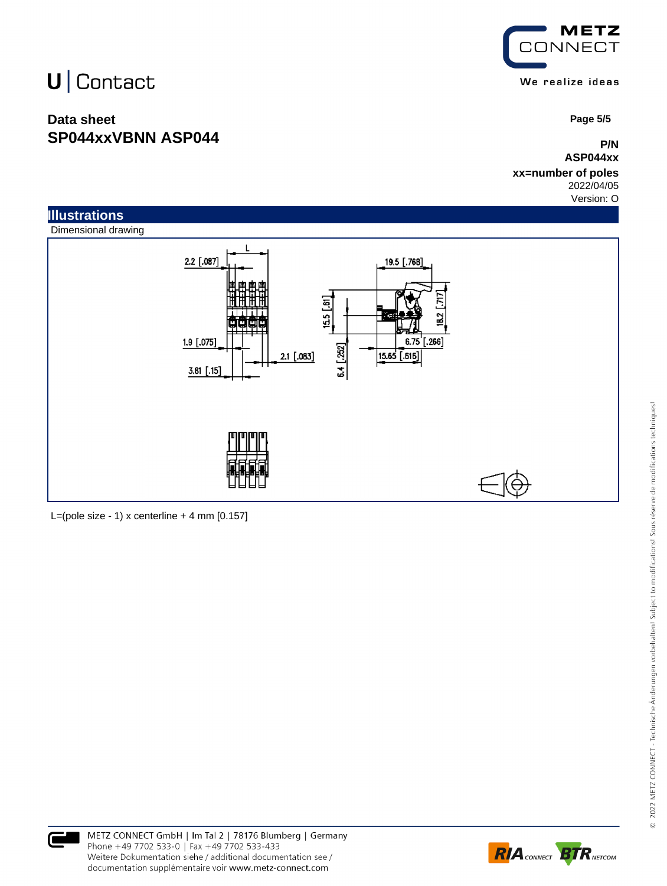# U | Contact

**Data sheet**
**SP044xxVBNN ASP044**

**P/N**
**ASP044xx**
**xx=number of poles**
2022/04/05
Version: O

## Illustrations

Dimensional drawing

L
2.2 [.087]
1.9 [.075]
2.1 [.083]
3.81 [.15]
19.5 [.768]
15.5 [.61]
18.2 [.717]
6.75 [.266]
6.4 [.252]
15.65 [.616]

L=(pole size - 1) x centerline + 4 mm [0.157]